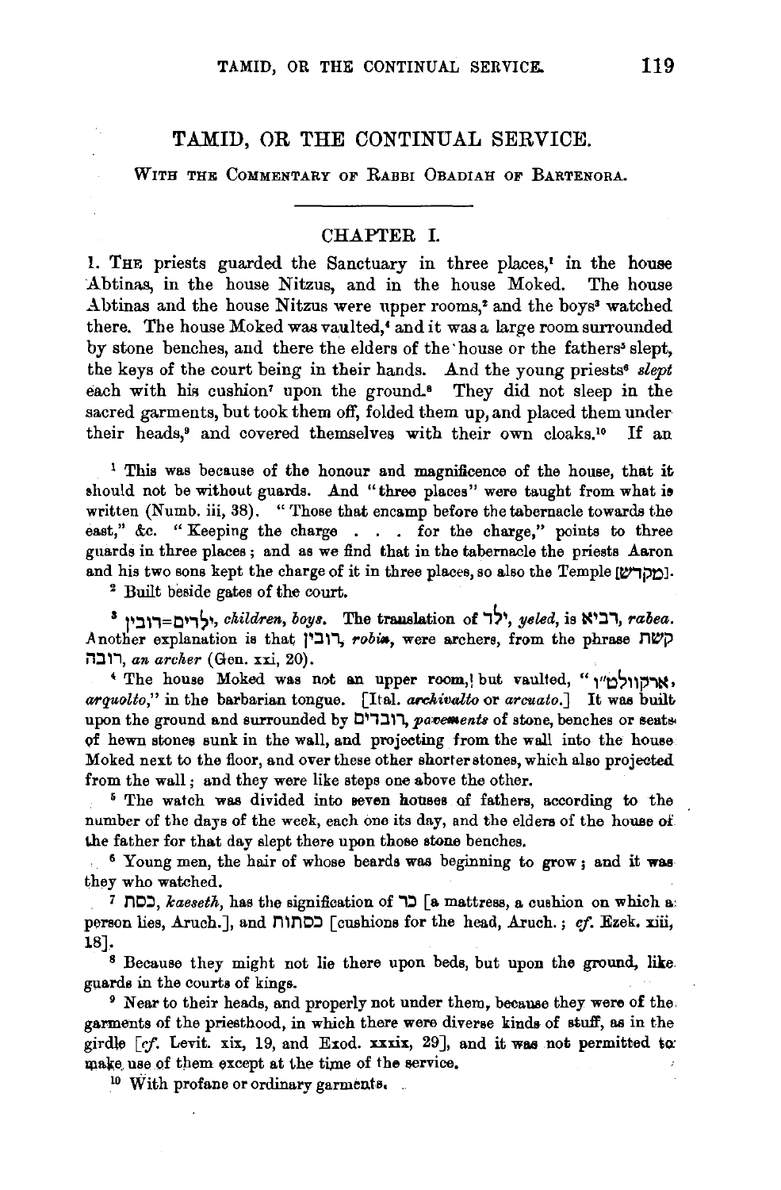# TAMID, OR THE CONTINUAL SERVICE.

WITH THE COMMENTARY OF RABBI OBADIAH OF BARTENORA.

## CHAPTER I.

1. THE priests guarded the Sanctuary in three places,[1] in the house Abtinas, in the house Nitzus, and in the house Moked. The house Abtinas and the house Nitzus were upper rooms,[2] and the boys[3] watched there. The house Moked was vaulted,[4] and it was a large room surrounded by stone benches, and there the elders of the house or the fathers[5] slept, the keys of the court being in their hands. And the young priests[6] *slept* each with his cushion[7] upon the ground.[8] They did not sleep in the sacred garments, but took them off, folded them up, and placed them under their heads,[9] and covered themselves with their own cloaks.[10] If an

[1] This was because of the honour and magnificence of the house, that it should not be without guards. And "three places" were taught from what is written (Numb. iii, 38). "Those that encamp before the tabernacle towards the east," &c. "Keeping the charge . . . for the charge," points to three guards in three places; and as we find that in the tabernacle the priests Aaron and his two sons kept the charge of it in three places, so also the Temple [מקדש].

[2] Built beside gates of the court.

[3] ילדים=רובין, *children, boys.* The translation of ילד, *yeled*, is רביא, *rabea.* Another explanation is that רובין, *robin*, were archers, from the phrase קשת רובה, *an archer* (Gen. xxi, 20).

[4] The house Moked was not an upper room, but vaulted, "ארקוולט"ו, *arquolto*," in the barbarian tongue. [Ital. *archivalto* or *arcuato.*] It was built upon the ground and surrounded by רובדים, *pavements* of stone, benches or seats of hewn stones sunk in the wall, and projecting from the wall into the house Moked next to the floor, and over these other shorter stones, which also projected from the wall; and they were like steps one above the other.

[5] The watch was divided into seven houses of fathers, according to the number of the days of the week, each one its day, and the elders of the house of the father for that day slept there upon those stone benches.

[6] Young men, the hair of whose beards was beginning to grow; and it was they who watched.

[7] כסת, *kaeseth*, has the signification of כר [a mattress, a cushion on which a person lies, Aruch.], and כסתות [cushions for the head, Aruch.; *cf.* Ezek. xiii, 18].

[8] Because they might not lie there upon beds, but upon the ground, like guards in the courts of kings.

[9] Near to their heads, and properly not under them, because they were of the garments of the priesthood, in which there were diverse kinds of stuff, as in the girdle [*cf.* Levit. xix, 19, and Exod. xxxix, 29], and it was not permitted to make use of them except at the time of the service.

[10] With profane or ordinary garments.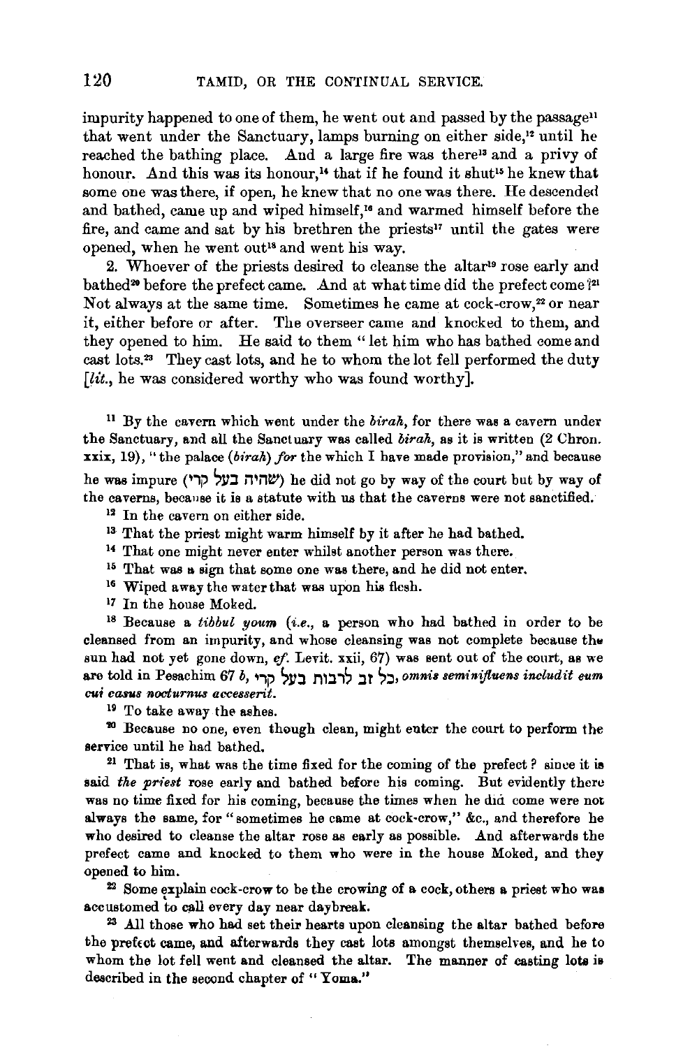impurity happened to one of them, he went out and passed by the passage[11] that went under the Sanctuary, lamps burning on either side,[12] until he reached the bathing place. And a large fire was there[13] and a privy of honour. And this was its honour,[14] that if he found it shut[15] he knew that some one was there, if open, he knew that no one was there. He descended and bathed, came up and wiped himself,[16] and warmed himself before the fire, and came and sat by his brethren the priests[17] until the gates were opened, when he went out[18] and went his way.

2. Whoever of the priests desired to cleanse the altar[19] rose early and bathed[20] before the prefect came. And at what time did the prefect come?[21] Not always at the same time. Sometimes he came at cock-crow,[22] or near it, either before or after. The overseer came and knocked to them, and they opened to him. He said to them "let him who has bathed come and cast lots.[23] They cast lots, and he to whom the lot fell performed the duty [*lit.*, he was considered worthy who was found worthy].

[11] By the cavern which went under the *birah*, for there was a cavern under the Sanctuary, and all the Sanctuary was called *birah*, as it is written (2 Chron. xxix, 19), "the palace (*birah*) *for* the which I have made provision," and because he was impure (שהיה בעל קרי) he did not go by way of the court but by way of the caverns, because it is a statute with us that the caverns were not sanctified.

[12] In the cavern on either side.

[13] That the priest might warm himself by it after he had bathed.

[14] That one might never enter whilst another person was there.

[15] That was a sign that some one was there, and he did not enter.

[16] Wiped away the water that was upon his flesh.

[17] In the house Moked.

[18] Because a *tibbul youm* (*i.e.*, a person who had bathed in order to be cleansed from an impurity, and whose cleansing was not complete because the sun had not yet gone down, *cf.* Levit. xxii, 67) was sent out of the court, as we are told in Pesachim 67 *b*, כל זב לרבות בעל קרי, *omnis seminifluens includit eum cui casus nocturnus accesserit.*

[19] To take away the ashes.

[20] Because no one, even though clean, might enter the court to perform the service until he had bathed.

[21] That is, what was the time fixed for the coming of the prefect? since it is said *the priest* rose early and bathed before his coming. But evidently there was no time fixed for his coming, because the times when he did come were not always the same, for "sometimes he came at cock-crow," &c., and therefore he who desired to cleanse the altar rose as early as possible. And afterwards the prefect came and knocked to them who were in the house Moked, and they opened to him.

[22] Some explain cock-crow to be the crowing of a cock, others a priest who was accustomed to call every day near daybreak.

[23] All those who had set their hearts upon cleansing the altar bathed before the prefect came, and afterwards they cast lots amongst themselves, and he to whom the lot fell went and cleansed the altar. The manner of casting lots is described in the second chapter of "Yoma."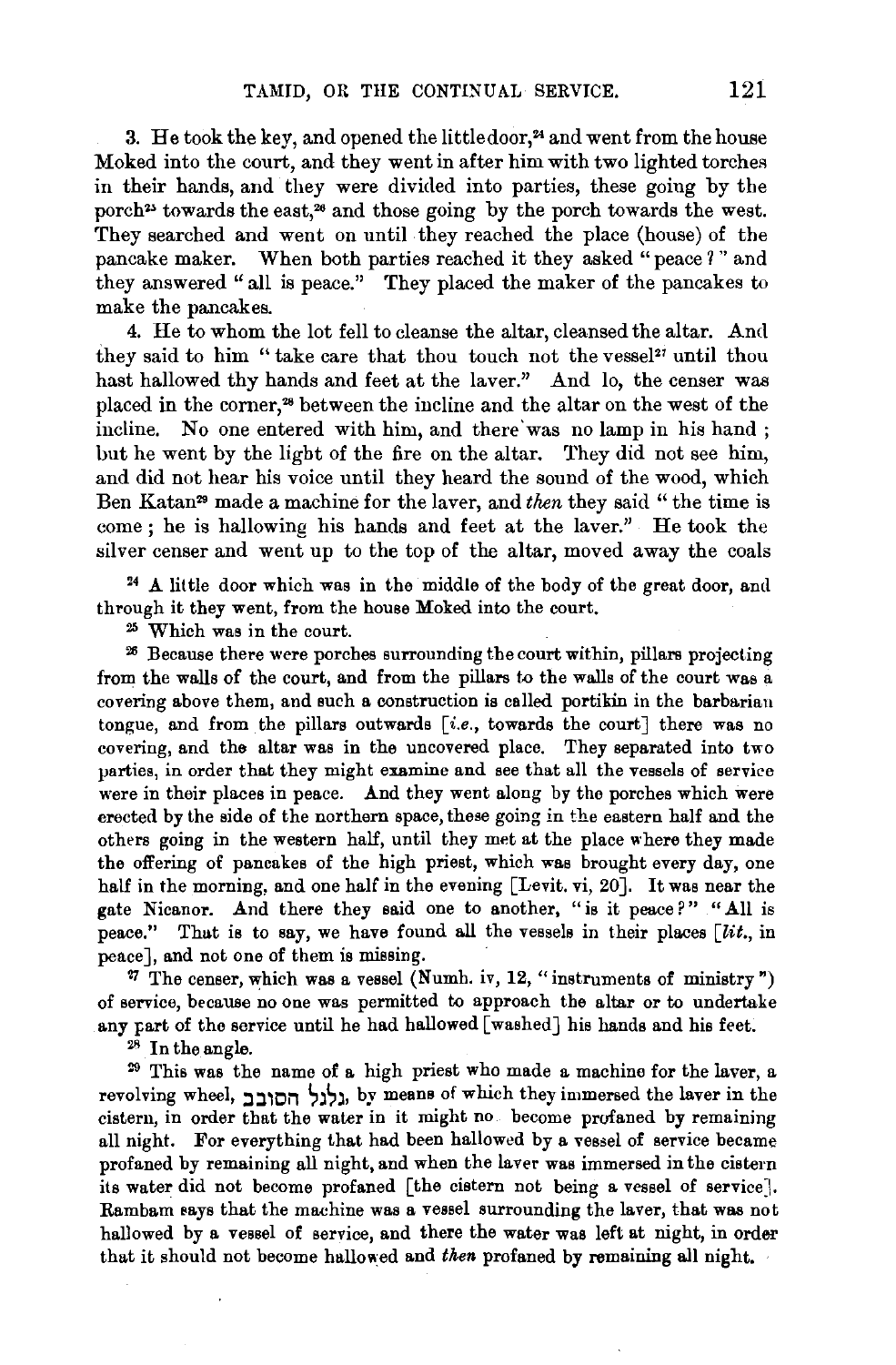3. He took the key, and opened the little door,[24] and went from the house Moked into the court, and they went in after him with two lighted torches in their hands, and they were divided into parties, these going by the porch[25] towards the east,[26] and those going by the porch towards the west. They searched and went on until they reached the place (house) of the pancake maker. When both parties reached it they asked "peace?" and they answered "all is peace." They placed the maker of the pancakes to make the pancakes.

4. He to whom the lot fell to cleanse the altar, cleansed the altar. And they said to him "take care that thou touch not the vessel[27] until thou hast hallowed thy hands and feet at the laver." And lo, the censer was placed in the corner,[28] between the incline and the altar on the west of the incline. No one entered with him, and there was no lamp in his hand; but he went by the light of the fire on the altar. They did not see him, and did not hear his voice until they heard the sound of the wood, which Ben Katan[29] made a machine for the laver, and *then* they said "the time is come; he is hallowing his hands and feet at the laver." He took the silver censer and went up to the top of the altar, moved away the coals

[24] A little door which was in the middle of the body of the great door, and through it they went, from the house Moked into the court.

[25] Which was in the court.

[26] Because there were porches surrounding the court within, pillars projecting from the walls of the court, and from the pillars to the walls of the court was a covering above them, and such a construction is called portikin in the barbarian tongue, and from the pillars outwards [*i.e.*, towards the court] there was no covering, and the altar was in the uncovered place. They separated into two parties, in order that they might examine and see that all the vessels of service were in their places in peace. And they went along by the porches which were erected by the side of the northern space, these going in the eastern half and the others going in the western half, until they met at the place where they made the offering of pancakes of the high priest, which was brought every day, one half in the morning, and one half in the evening [Levit. vi, 20]. It was near the gate Nicanor. And there they said one to another, "is it peace?" "All is peace." That is to say, we have found all the vessels in their places [*lit.*, in peace], and not one of them is missing.

[27] The censer, which was a vessel (Numb. iv, 12, "instruments of ministry") of service, because no one was permitted to approach the altar or to undertake any part of the service until he had hallowed [washed] his hands and his feet.

[28] In the angle.

[29] This was the name of a high priest who made a machine for the laver, a revolving wheel, גלגל הסובב, by means of which they immersed the laver in the cistern, in order that the water in it might no become profaned by remaining all night. For everything that had been hallowed by a vessel of service became profaned by remaining all night, and when the laver was immersed in the cistern its water did not become profaned [the cistern not being a vessel of service]. Rambam says that the machine was a vessel surrounding the laver, that was not hallowed by a vessel of service, and there the water was left at night, in order that it should not become hallowed and *then* profaned by remaining all night.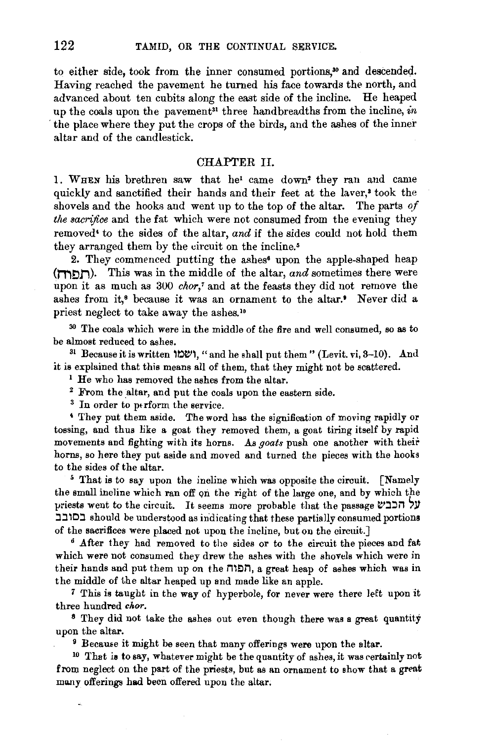to either side, took from the inner consumed portions,[30] and descended. Having reached the pavement he turned his face towards the north, and advanced about ten cubits along the east side of the incline. He heaped up the coals upon the pavement[31] three handbreadths from the incline, *in* the place where they put the crops of the birds, and the ashes of the inner altar and of the candlestick.

## CHAPTER II.

1. WHEN his brethren saw that he[1] came down[2] they ran and came quickly and sanctified their hands and their feet at the laver,[3] took the shovels and the hooks and went up to the top of the altar. The parts *of the sacrifice* and the fat which were not consumed from the evening they removed[4] to the sides of the altar, *and* if the sides could not hold them they arranged them by the circuit on the incline.[5]

2. They commenced putting the ashes[6] upon the apple-shaped heap (תפוח). This was in the middle of the altar, *and* sometimes there were upon it as much as 300 *chor*,[7] and at the feasts they did not remove the ashes from it,[8] because it was an ornament to the altar.[9] Never did a priest neglect to take away the ashes.[10]

---

[30] The coals which were in the middle of the fire and well consumed, so as to be almost reduced to ashes.

[31] Because it is written ושמו, "and he shall put them" (Levit. vi, 3–10). And it is explained that this means all of them, that they might not be scattered.

[1] He who has removed the ashes from the altar.

[2] From the altar, and put the coals upon the eastern side.

[3] In order to perform the service.

[4] They put them aside. The word has the signification of moving rapidly or tossing, and thus like a goat they removed them, a goat tiring itself by rapid movements and fighting with its horns. *As goats* push one another with their horns, so here they put aside and moved and turned the pieces with the hooks to the sides of the altar.

[5] That is to say upon the incline which was opposite the circuit. [Namely the small incline which ran off on the right of the large one, and by which the priests went to the circuit. It seems more probable that the passage על הכבש בסובב should be understood as indicating that these partially consumed portions of the sacrifices were placed not upon the incline, but on the circuit.]

[6] After they had removed to the sides or to the circuit the pieces and fat which were not consumed they drew the ashes with the shovels which were in their hands and put them up on the תפוח, a great heap of ashes which was in the middle of the altar heaped up and made like an apple.

[7] This is taught in the way of hyperbole, for never were there left upon it three hundred *chor*.

[8] They did not take the ashes out even though there was a great quantity upon the altar.

[9] Because it might be seen that many offerings were upon the altar.

[10] That is to say, whatever might be the quantity of ashes, it was certainly not from neglect on the part of the priests, but as an ornament to show that a great many offerings had been offered upon the altar.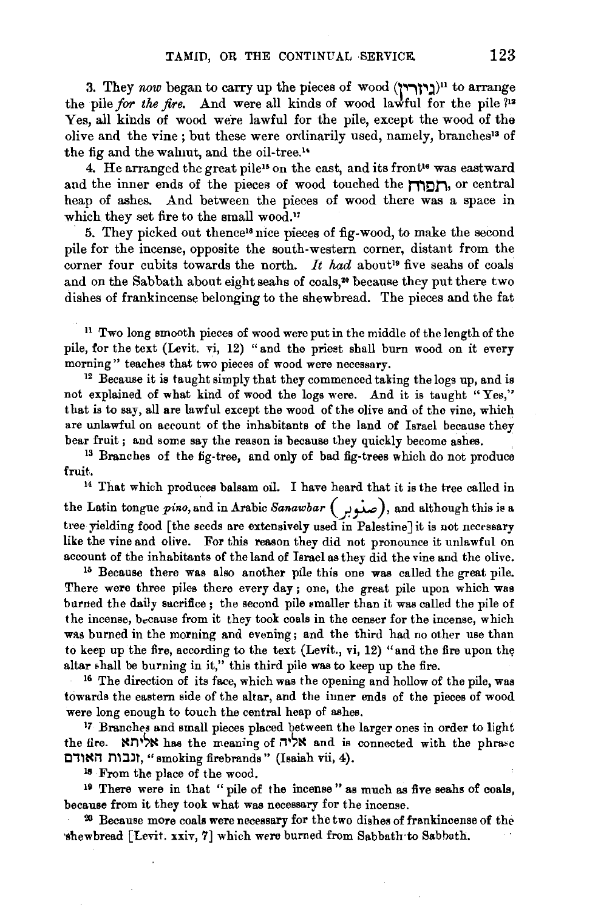3. They *now* began to carry up the pieces of wood (גיזרין)[11] to arrange the pile *for the fire.* And were all kinds of wood lawful for the pile ?[12] Yes, all kinds of wood were lawful for the pile, except the wood of the olive and the vine ; but these were ordinarily used, namely, branches[13] of the fig and the walnut, and the oil-tree.[14]

4. He arranged the great pile[15] on the east, and its front[16] was eastward and the inner ends of the pieces of wood touched the תפוח, or central heap of ashes. And between the pieces of wood there was a space in which they set fire to the small wood.[17]

5. They picked out thence[18] nice pieces of fig-wood, to make the second pile for the incense, opposite the south-western corner, distant from the corner four cubits towards the north. *It had* about[19] five seahs of coals and on the Sabbath about eight seahs of coals,[20] because they put there two dishes of frankincense belonging to the shewbread. The pieces and the fat

---

[11] Two long smooth pieces of wood were put in the middle of the length of the pile, for the text (Levit. vi, 12) "and the priest shall burn wood on it every morning" teaches that two pieces of wood were necessary.

[12] Because it is taught simply that they commenced taking the logs up, and is not explained of what kind of wood the logs were. And it is taught "Yes," that is to say, all are lawful except the wood of the olive and of the vine, which are unlawful on account of the inhabitants of the land of Israel because they bear fruit ; and some say the reason is because they quickly become ashes.

[13] Branches of the fig-tree, and only of bad fig-trees which do not produce fruit.

[14] That which produces balsam oil. I have heard that it is the tree called in the Latin tongue *pino*, and in Arabic *Sanawbar* (صنوبر), and although this is a tree yielding food [the seeds are extensively used in Palestine] it is not necessary like the vine and olive. For this reason they did not pronounce it unlawful on account of the inhabitants of the land of Israel as they did the vine and the olive.

[15] Because there was also another pile this one was called the great pile. There were three piles there every day ; one, the great pile upon which was burned the daily sacrifice ; the second pile smaller than it was called the pile of the incense, because from it they took coals in the censer for the incense, which was burned in the morning and evening ; and the third had no other use than to keep up the fire, according to the text (Levit., vi, 12) "and the fire upon the altar shall be burning in it," this third pile was to keep up the fire.

[16] The direction of its face, which was the opening and hollow of the pile, was towards the eastern side of the altar, and the inner ends of the pieces of wood were long enough to touch the central heap of ashes.

[17] Branches and small pieces placed between the larger ones in order to light the fire. אליתא has the meaning of אליה and is connected with the phrase זנבות האודים, "smoking firebrands" (Isaiah vii, 4).

[18] From the place of the wood.

[19] There were in that "pile of the incense" as much as five seahs of coals, because from it they took what was necessary for the incense.

[20] Because more coals were necessary for the two dishes of frankincense of the shewbread [Levit. xxiv, 7] which were burned from Sabbath to Sabbath.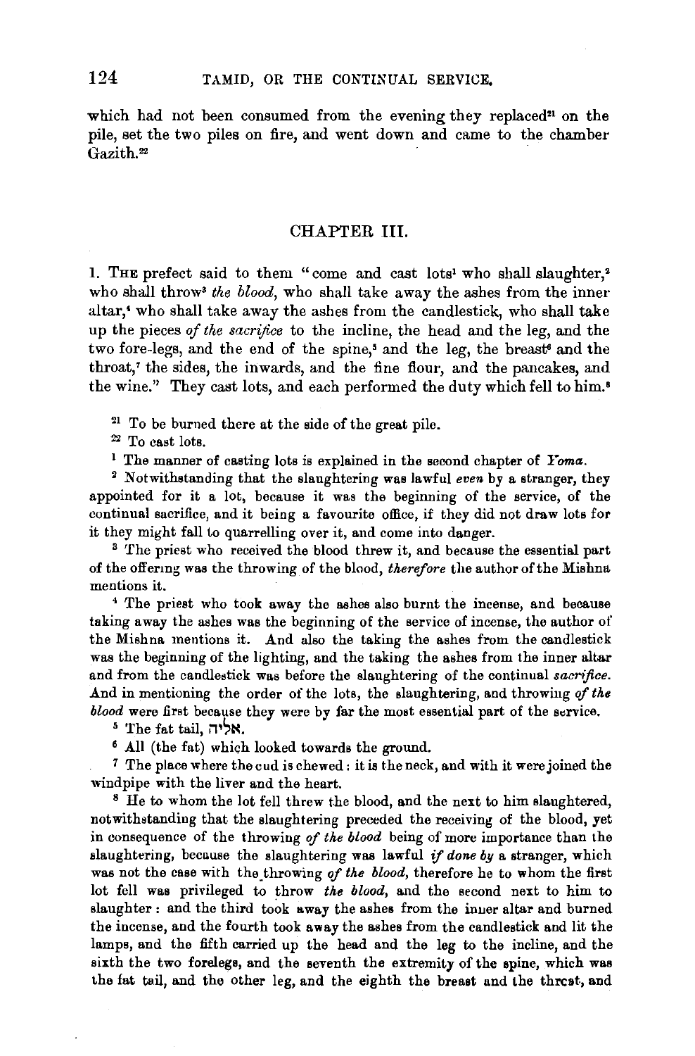which had not been consumed from the evening they replaced[21] on the pile, set the two piles on fire, and went down and came to the chamber Gazith.[22]

## CHAPTER III.

1. The prefect said to them "come and cast lots[1] who shall slaughter,[2] who shall throw[3] *the blood*, who shall take away the ashes from the inner altar,[4] who shall take away the ashes from the candlestick, who shall take up the pieces *of the sacrifice* to the incline, the head and the leg, and the two fore-legs, and the end of the spine,[5] and the leg, the breast[6] and the throat,[7] the sides, the inwards, and the fine flour, and the pancakes, and the wine." They cast lots, and each performed the duty which fell to him.[8]

[21] To be burned there at the side of the great pile.

[22] To cast lots.

[1] The manner of casting lots is explained in the second chapter of *Yoma*.

[2] Notwithstanding that the slaughtering was lawful *even* by a stranger, they appointed for it a lot, because it was the beginning of the service, of the continual sacrifice, and it being a favourite office, if they did not draw lots for it they might fall to quarrelling over it, and come into danger.

[3] The priest who received the blood threw it, and because the essential part of the offering was the throwing of the blood, *therefore* the author of the Mishna mentions it.

[4] The priest who took away the ashes also burnt the incense, and because taking away the ashes was the beginning of the service of incense, the author of the Mishna mentions it. And also the taking the ashes from the candlestick was the beginning of the lighting, and the taking the ashes from the inner altar and from the candlestick was before the slaughtering of the continual *sacrifice*. And in mentioning the order of the lots, the slaughtering, and throwing *of the blood* were first because they were by far the most essential part of the service.

[5] The fat tail, אליה.

[6] All (the fat) which looked towards the ground.

[7] The place where the cud is chewed: it is the neck, and with it were joined the windpipe with the liver and the heart.

[8] He to whom the lot fell threw the blood, and the next to him slaughtered, notwithstanding that the slaughtering preceded the receiving of the blood, yet in consequence of the throwing *of the blood* being of more importance than the slaughtering, because the slaughtering was lawful *if done by* a stranger, which was not the case with the throwing *of the blood*, therefore he to whom the first lot fell was privileged to throw *the blood*, and the second next to him to slaughter: and the third took away the ashes from the inner altar and burned the incense, and the fourth took away the ashes from the candlestick and lit the lamps, and the fifth carried up the head and the leg to the incline, and the sixth the two forelegs, and the seventh the extremity of the spine, which was the fat tail, and the other leg, and the eighth the breast and the throat, and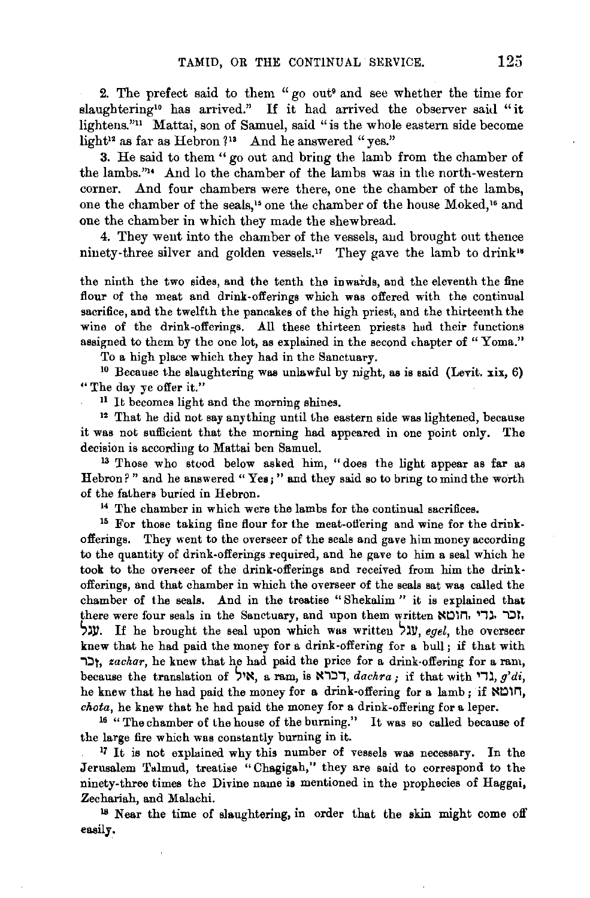2. The prefect said to them "go out[9] and see whether the time for slaughtering[10] has arrived." If it had arrived the observer said "it lightens."[11] Mattai, son of Samuel, said "is the whole eastern side become light[12] as far as Hebron?[13] And he answered "yes."

3. He said to them "go out and bring the lamb from the chamber of the lambs."[14] And lo the chamber of the lambs was in the north-western corner. And four chambers were there, one the chamber of the lambs, one the chamber of the seals,[15] one the chamber of the house Moked,[16] and one the chamber in which they made the shewbread.

4. They went into the chamber of the vessels, and brought out thence ninety-three silver and golden vessels.[17] They gave the lamb to drink[18]

---

the ninth the two sides, and the tenth the inwards, and the eleventh the fine flour of the meat and drink-offerings which was offered with the continual sacrifice, and the twelfth the pancakes of the high priest, and the thirteenth the wine of the drink-offerings. All these thirteen priests had their functions assigned to them by the one lot, as explained in the second chapter of "Yoma."

[9] To a high place which they had in the Sanctuary.

[10] Because the slaughtering was unlawful by night, as is said (Levit. xix, 6) "The day ye offer it."

[11] It becomes light and the morning shines.

[12] That he did not say anything until the eastern side was lightened, because it was not sufficient that the morning had appeared in one point only. The decision is according to Mattai ben Samuel.

[13] Those who stood below asked him, "does the light appear as far as Hebron?" and he answered "Yes;" and they said so to bring to mind the worth of the fathers buried in Hebron.

[14] The chamber in which were the lambs for the continual sacrifices.

[15] For those taking fine flour for the meat-offering and wine for the drink-offerings. They went to the overseer of the seals and gave him money according to the quantity of drink-offerings required, and he gave to him a seal which he took to the overseer of the drink-offerings and received from him the drink-offerings, and that chamber in which the overseer of the seals sat was called the chamber of the seals. And in the treatise "Shekalim" it is explained that there were four seals in the Sanctuary, and upon them written חוטא, גדי, זכר, עגל. If he brought the seal upon which was written עגל, *egel*, the overseer knew that he had paid the money for a drink-offering for a bull; if that with זכר, *zachar*, he knew that he had paid the price for a drink-offering for a ram, because the translation of איל, a ram, is דכרא, *dachra*; if that with גדי, *g'di*, he knew that he had paid the money for a drink-offering for a lamb; if חוטא, *chota*, he knew that he had paid the money for a drink-offering for a leper.

[16] "The chamber of the house of the burning." It was so called because of the large fire which was constantly burning in it.

[17] It is not explained why this number of vessels was necessary. In the Jerusalem Talmud, treatise "Chagigah," they are said to correspond to the ninety-three times the Divine name is mentioned in the prophecies of Haggai, Zechariah, and Malachi.

[18] Near the time of slaughtering, in order that the skin might come off easily.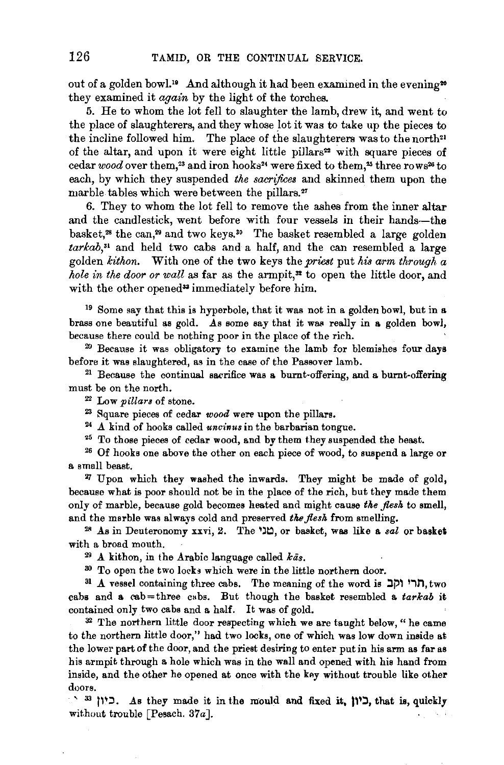out of a golden bowl.[19] And although it had been examined in the evening[20] they examined it *again* by the light of the torches.

5. He to whom the lot fell to slaughter the lamb, drew it, and went to the place of slaughterers, and they whose lot it was to take up the pieces to the incline followed him. The place of the slaughterers was to the north[21] of the altar, and upon it were eight little pillars[22] with square pieces of cedar *wood* over them,[23] and iron hooks[24] were fixed to them,[25] three rows[26] to each, by which they suspended *the sacrifices* and skinned them upon the marble tables which were between the pillars.[27]

6. They to whom the lot fell to remove the ashes from the inner altar and the candlestick, went before with four vessels in their hands—the basket,[28] the can,[29] and two keys.[30] The basket resembled a large golden *tarkab*,[31] and held two cabs and a half, and the can resembled a large golden *kithon*. With one of the two keys the *priest* put *his arm through a hole in the door or wall* as far as the armpit,[32] to open the little door, and with the other opened[33] immediately before him.

[19] Some say that this is hyperbole, that it was not in a golden bowl, but in a brass one beautiful as gold. As some say that it was really in a golden bowl, because there could be nothing poor in the place of the rich.

[20] Because it was obligatory to examine the lamb for blemishes four days before it was slaughtered, as in the case of the Passover lamb.

[21] Because the continual sacrifice was a burnt-offering, and a burnt-offering must be on the north.

[22] Low *pillars* of stone.

[23] Square pieces of cedar *wood* were upon the pillars.

[24] A kind of hooks called *uncinus* in the barbarian tongue.

[25] To those pieces of cedar wood, and by them they suspended the beast.

[26] Of hooks one above the other on each piece of wood, to suspend a large or a small beast.

[27] Upon which they washed the inwards. They might be made of gold, because what is poor should not be in the place of the rich, but they made them only of marble, because gold becomes heated and might cause *the flesh* to smell, and the marble was always cold and preserved *the flesh* from smelling.

[28] As in Deuteronomy xxvi, 2. The טני, or basket, was like a *sal* or basket with a broad mouth.

[29] A kithon, in the Arabic language called *kās*.

[30] To open the two locks which were in the little northern door.

[31] A vessel containing three cabs. The meaning of the word is תרי וקב, two cabs and a cab=three cabs. But though the basket resembled a *tarkab* it contained only two cabs and a half. It was of gold.

[32] The northern little door respecting which we are taught below, "he came to the northern little door," had two locks, one of which was low down inside at the lower part of the door, and the priest desiring to enter put in his arm as far as his armpit through a hole which was in the wall and opened with his hand from inside, and the other he opened at once with the key without trouble like other doors.

[33] כיון. As they made it in the mould and fixed it, כיון, that is, quickly without trouble [Pesach. 37*a*].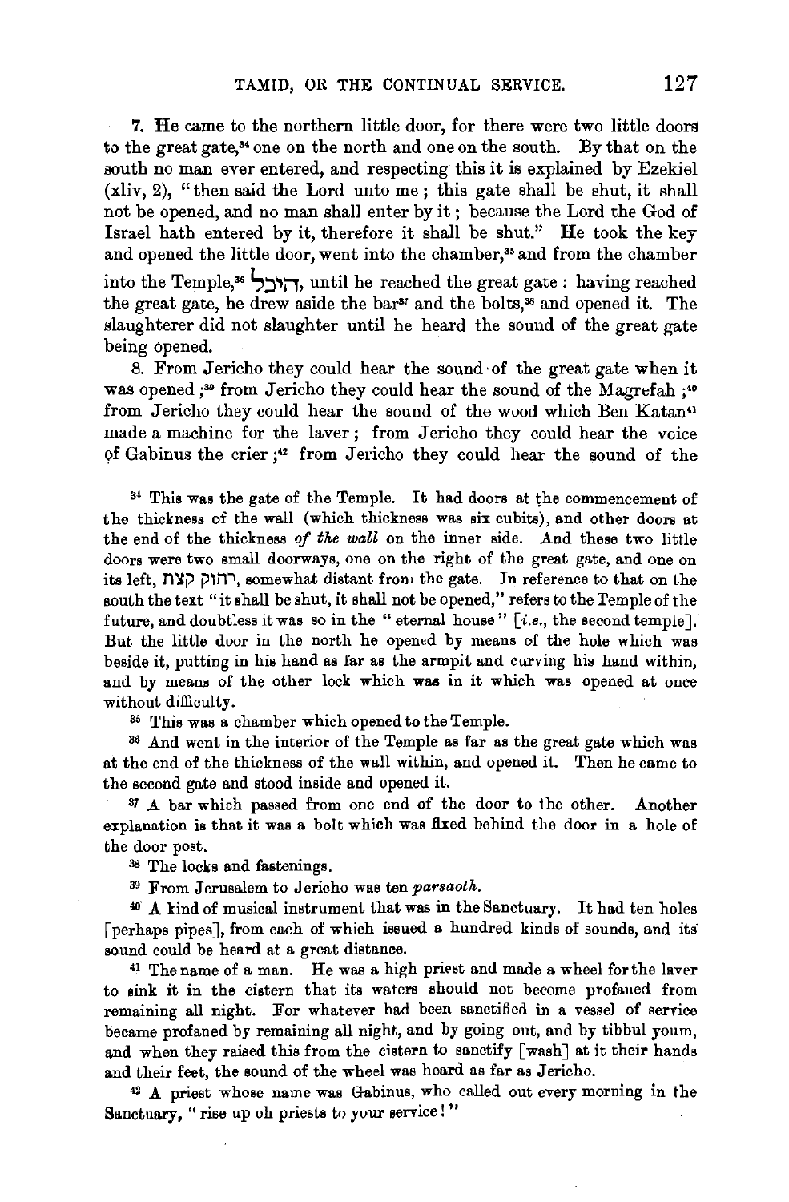7. He came to the northern little door, for there were two little doors to the great gate,[34] one on the north and one on the south. By that on the south no man ever entered, and respecting this it is explained by Ezekiel (xliv, 2), "then said the Lord unto me; this gate shall be shut, it shall not be opened, and no man shall enter by it; because the Lord the God of Israel hath entered by it, therefore it shall be shut." He took the key and opened the little door, went into the chamber,[35] and from the chamber into the Temple,[36] היכל, until he reached the great gate: having reached the great gate, he drew aside the bar[37] and the bolts,[38] and opened it. The slaughterer did not slaughter until he heard the sound of the great gate being opened.

8. From Jericho they could hear the sound of the great gate when it was opened;[39] from Jericho they could hear the sound of the Magrefah;[40] from Jericho they could hear the sound of the wood which Ben Katan[41] made a machine for the laver; from Jericho they could hear the voice of Gabinus the crier;[42] from Jericho they could hear the sound of the

[34] This was the gate of the Temple. It had doors at the commencement of the thickness of the wall (which thickness was six cubits), and other doors at the end of the thickness *of the wall* on the inner side. And these two little doors were two small doorways, one on the right of the great gate, and one on its left, רחוק קצת, somewhat distant from the gate. In reference to that on the south the text "it shall be shut, it shall not be opened," refers to the Temple of the future, and doubtless it was so in the "eternal house" [*i.e.*, the second temple]. But the little door in the north he opened by means of the hole which was beside it, putting in his hand as far as the armpit and curving his hand within, and by means of the other lock which was in it which was opened at once without difficulty.

[35] This was a chamber which opened to the Temple.

[36] And went in the interior of the Temple as far as the great gate which was at the end of the thickness of the wall within, and opened it. Then he came to the second gate and stood inside and opened it.

[37] A bar which passed from one end of the door to the other. Another explanation is that it was a bolt which was fixed behind the door in a hole of the door post.

[38] The locks and fastenings.

[39] From Jerusalem to Jericho was ten *parsaoth*.

[40] A kind of musical instrument that was in the Sanctuary. It had ten holes [perhaps pipes], from each of which issued a hundred kinds of sounds, and its sound could be heard at a great distance.

[41] The name of a man. He was a high priest and made a wheel for the laver to sink it in the cistern that its waters should not become profaned from remaining all night. For whatever had been sanctified in a vessel of service became profaned by remaining all night, and by going out, and by tibbul youm, and when they raised this from the cistern to sanctify [wash] at it their hands and their feet, the sound of the wheel was heard as far as Jericho.

[42] A priest whose name was Gabinus, who called out every morning in the Sanctuary, "rise up oh priests to your service!"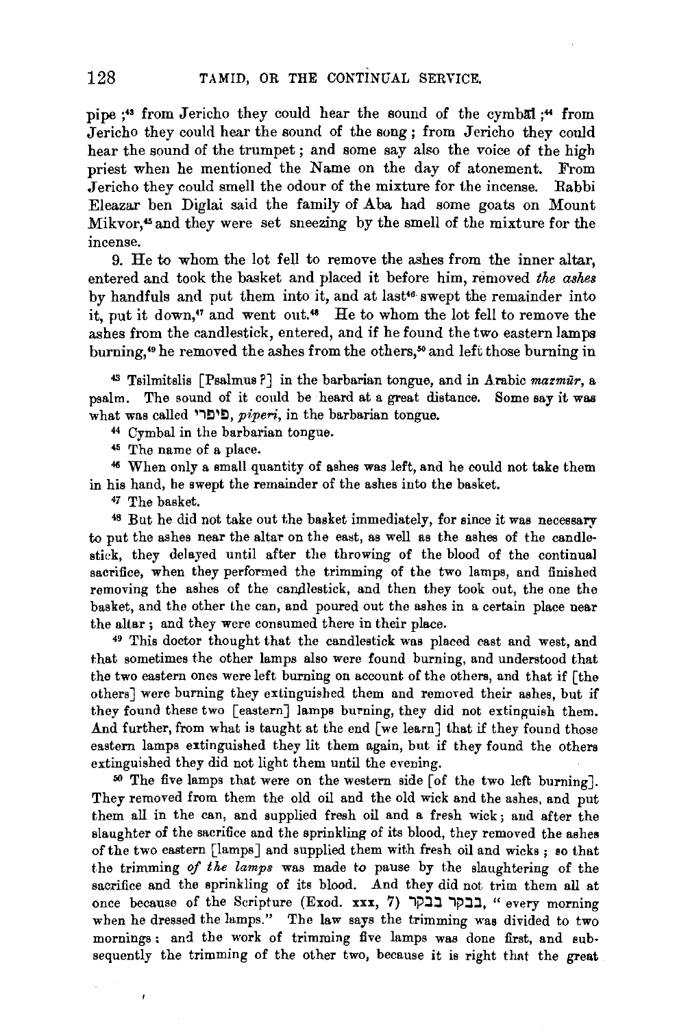pipe ;[43] from Jericho they could hear the sound of the cymbal ;[44] from Jericho they could hear the sound of the song ; from Jericho they could hear the sound of the trumpet ; and some say also the voice of the high priest when he mentioned the Name on the day of atonement. From Jericho they could smell the odour of the mixture for the incense. Rabbi Eleazar ben Diglai said the family of Aba had some goats on Mount Mikvor,[45] and they were set sneezing by the smell of the mixture for the incense.

9. He to whom the lot fell to remove the ashes from the inner altar, entered and took the basket and placed it before him, removed *the ashes* by handfuls and put them into it, and at last[46] swept the remainder into it, put it down,[47] and went out.[48] He to whom the lot fell to remove the ashes from the candlestick, entered, and if he found the two eastern lamps burning,[49] he removed the ashes from the others,[50] and left those burning in

[43] Tsilmitslis [Psalmus ?] in the barbarian tongue, and in Arabic *mazmūr*, a psalm. The sound of it could be heard at a great distance. Some say it was what was called פיפרי, *piperi*, in the barbarian tongue.

[44] Cymbal in the barbarian tongue.

[45] The name of a place.

[46] When only a small quantity of ashes was left, and he could not take them in his hand, he swept the remainder of the ashes into the basket.

[47] The basket.

[48] But he did not take out the basket immediately, for since it was necessary to put the ashes near the altar on the east, as well as the ashes of the candlestick, they delayed until after the throwing of the blood of the continual sacrifice, when they performed the trimming of the two lamps, and finished removing the ashes of the candlestick, and then they took out, the one the basket, and the other the can, and poured out the ashes in a certain place near the altar ; and they were consumed there in their place.

[49] This doctor thought that the candlestick was placed east and west, and that sometimes the other lamps also were found burning, and understood that the two eastern ones were left burning on account of the others, and that if [the others] were burning they extinguished them and removed their ashes, but if they found these two [eastern] lamps burning, they did not extinguish them. And further, from what is taught at the end [we learn] that if they found those eastern lamps extinguished they lit them again, but if they found the others extinguished they did not light them until the evening.

[50] The five lamps that were on the western side [of the two left burning]. They removed from them the old oil and the old wick and the ashes, and put them all in the can, and supplied fresh oil and a fresh wick ; and after the slaughter of the sacrifice and the sprinkling of its blood, they removed the ashes of the two eastern [lamps] and supplied them with fresh oil and wicks ; so that the trimming *of the lamps* was made to pause by the slaughtering of the sacrifice and the sprinkling of its blood. And they did not trim them all at once because of the Scripture (Exod. xxx, 7) בבקר בבקר, "every morning when he dressed the lamps." The law says the trimming was divided to two mornings ; and the work of trimming five lamps was done first, and subsequently the trimming of the other two, because it is right that the great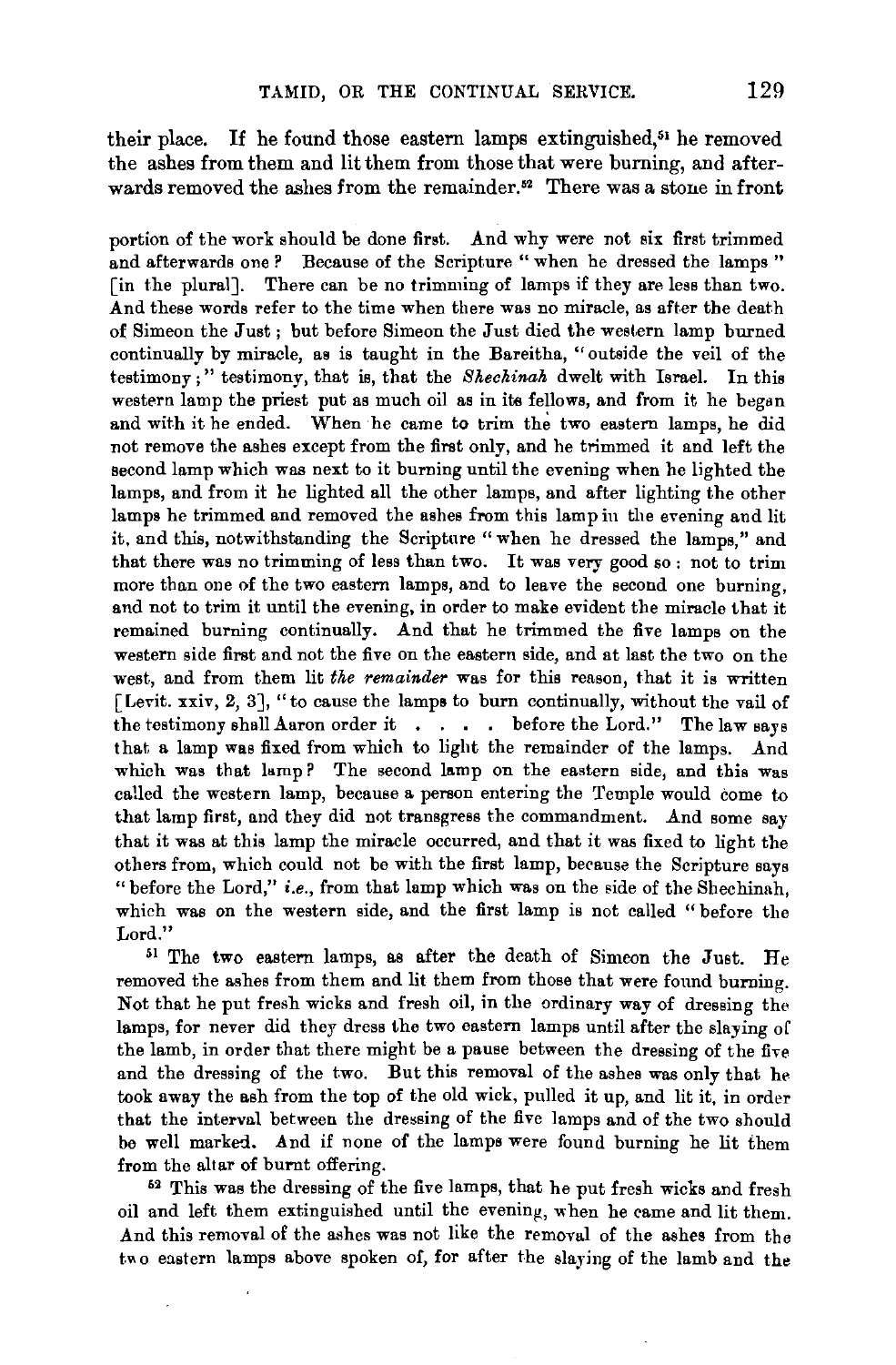their place. If he found those eastern lamps extinguished,[51] he removed the ashes from them and lit them from those that were burning, and afterwards removed the ashes from the remainder.[52] There was a stone in front

portion of the work should be done first. And why were not six first trimmed and afterwards one? Because of the Scripture "when he dressed the lamps" [in the plural]. There can be no trimming of lamps if they are less than two. And these words refer to the time when there was no miracle, as after the death of Simeon the Just; but before Simeon the Just died the western lamp burned continually by miracle, as is taught in the Bareitha, "outside the veil of the testimony;" testimony, that is, that the *Shechinah* dwelt with Israel. In this western lamp the priest put as much oil as in its fellows, and from it he began and with it he ended. When he came to trim the two eastern lamps, he did not remove the ashes except from the first only, and he trimmed it and left the second lamp which was next to it burning until the evening when he lighted the lamps, and from it he lighted all the other lamps, and after lighting the other lamps he trimmed and removed the ashes from this lamp in the evening and lit it, and this, notwithstanding the Scripture "when he dressed the lamps," and that there was no trimming of less than two. It was very good so: not to trim more than one of the two eastern lamps, and to leave the second one burning, and not to trim it until the evening, in order to make evident the miracle that it remained burning continually. And that he trimmed the five lamps on the western side first and not the five on the eastern side, and at last the two on the west, and from them lit *the remainder* was for this reason, that it is written [Levit. xxiv, 2, 3], "to cause the lamps to burn continually, without the vail of the testimony shall Aaron order it . . . . before the Lord." The law says that a lamp was fixed from which to light the remainder of the lamps. And which was that lamp? The second lamp on the eastern side, and this was called the western lamp, because a person entering the Temple would come to that lamp first, and they did not transgress the commandment. And some say that it was at this lamp the miracle occurred, and that it was fixed to light the others from, which could not be with the first lamp, because the Scripture says "before the Lord," *i.e.*, from that lamp which was on the side of the Shechinah, which was on the western side, and the first lamp is not called "before the Lord."

[51] The two eastern lamps, as after the death of Simeon the Just. He removed the ashes from them and lit them from those that were found burning. Not that he put fresh wicks and fresh oil, in the ordinary way of dressing the lamps, for never did they dress the two eastern lamps until after the slaying of the lamb, in order that there might be a pause between the dressing of the five and the dressing of the two. But this removal of the ashes was only that he took away the ash from the top of the old wick, pulled it up, and lit it, in order that the interval between the dressing of the five lamps and of the two should be well marked. And if none of the lamps were found burning he lit them from the altar of burnt offering.

[52] This was the dressing of the five lamps, that he put fresh wicks and fresh oil and left them extinguished until the evening, when he came and lit them. And this removal of the ashes was not like the removal of the ashes from the two eastern lamps above spoken of, for after the slaying of the lamb and the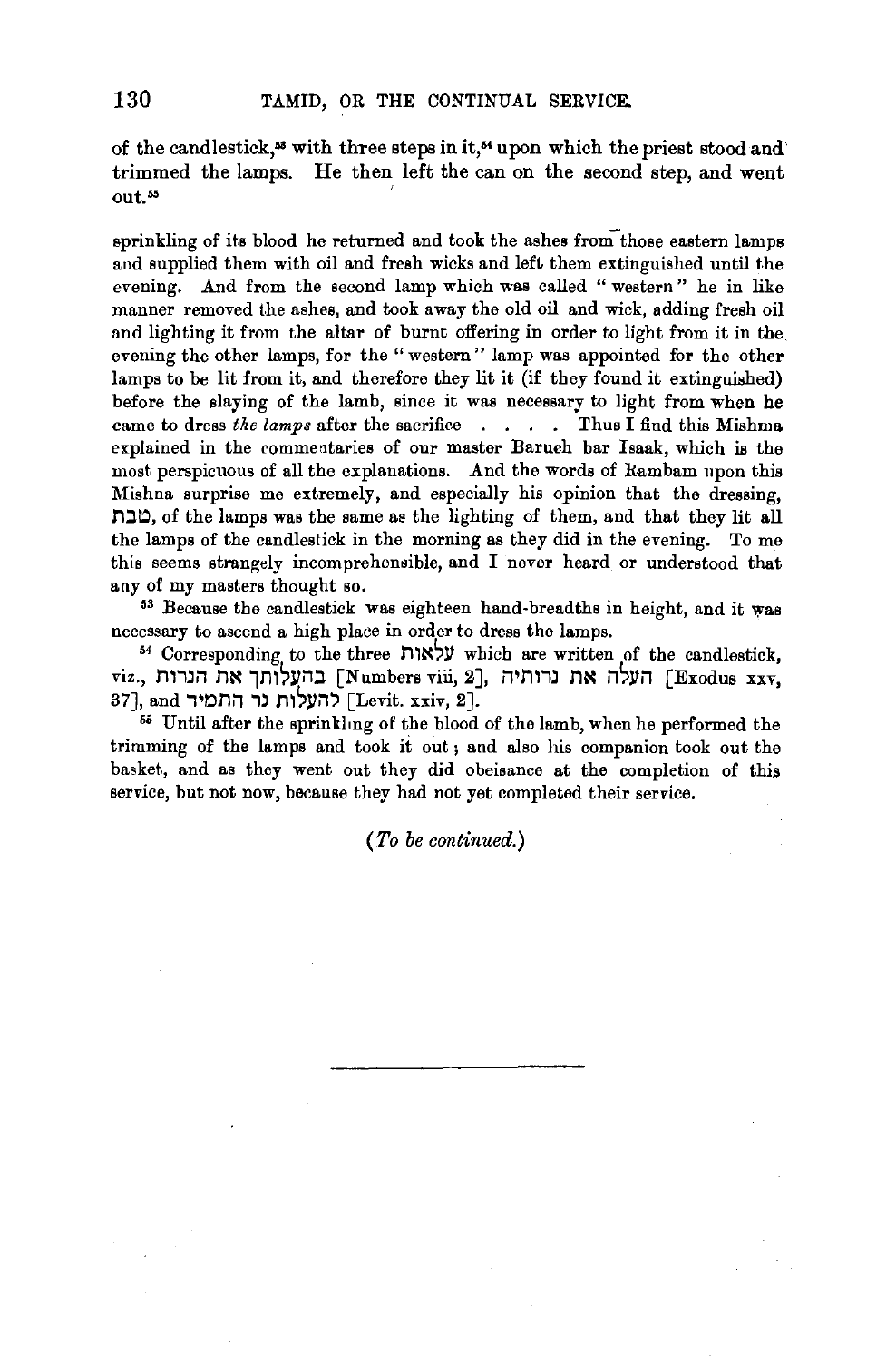of the candlestick,[53] with three steps in it,[54] upon which the priest stood and trimmed the lamps. He then left the can on the second step, and went out.[55]

sprinkling of its blood he returned and took the ashes from those eastern lamps and supplied them with oil and fresh wicks and left them extinguished until the evening. And from the second lamp which was called "western" he in like manner removed the ashes, and took away the old oil and wick, adding fresh oil and lighting it from the altar of burnt offering in order to light from it in the evening the other lamps, for the "western" lamp was appointed for the other lamps to be lit from it, and therefore they lit it (if they found it extinguished) before the slaying of the lamb, since it was necessary to light from when he came to dress *the lamps* after the sacrifice . . . . Thus I find this Mishna explained in the commentaries of our master Baruch bar Isaak, which is the most perspicuous of all the explanations. And the words of Rambam upon this Mishna surprise me extremely, and especially his opinion that the dressing, הטבת, of the lamps was the same as the lighting of them, and that they lit all the lamps of the candlestick in the morning as they did in the evening. To me this seems strangely incomprehensible, and I never heard or understood that any of my masters thought so.

[53] Because the candlestick was eighteen hand-breadths in height, and it was necessary to ascend a high place in order to dress the lamps.

[54] Corresponding to the three עלאות which are written of the candlestick, viz., בהעלותך את הנרות [Numbers viii, 2], העלה את נרותיה [Exodus xxv, 37], and להעלות נר התמיד [Levit. xxiv, 2].

[55] Until after the sprinkling of the blood of the lamb, when he performed the trimming of the lamps and took it out; and also his companion took out the basket, and as they went out they did obeisance at the completion of this service, but not now, because they had not yet completed their service.

*(To be continued.)*